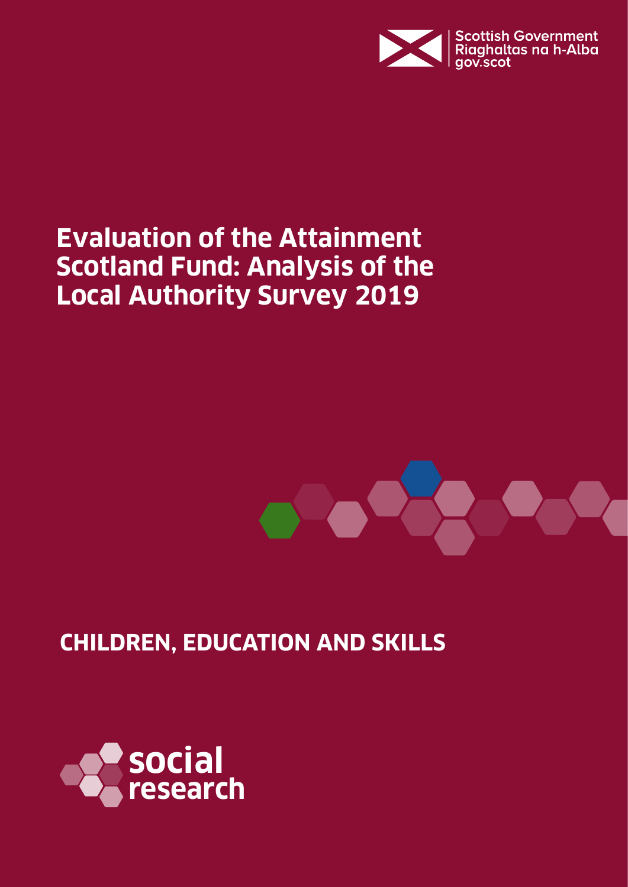Scottish Government
Riaghaltas na h-Alba
gov.scot

# Evaluation of the Attainment Scotland Fund: Analysis of the Local Authority Survey 2019

## CHILDREN, EDUCATION AND SKILLS

social research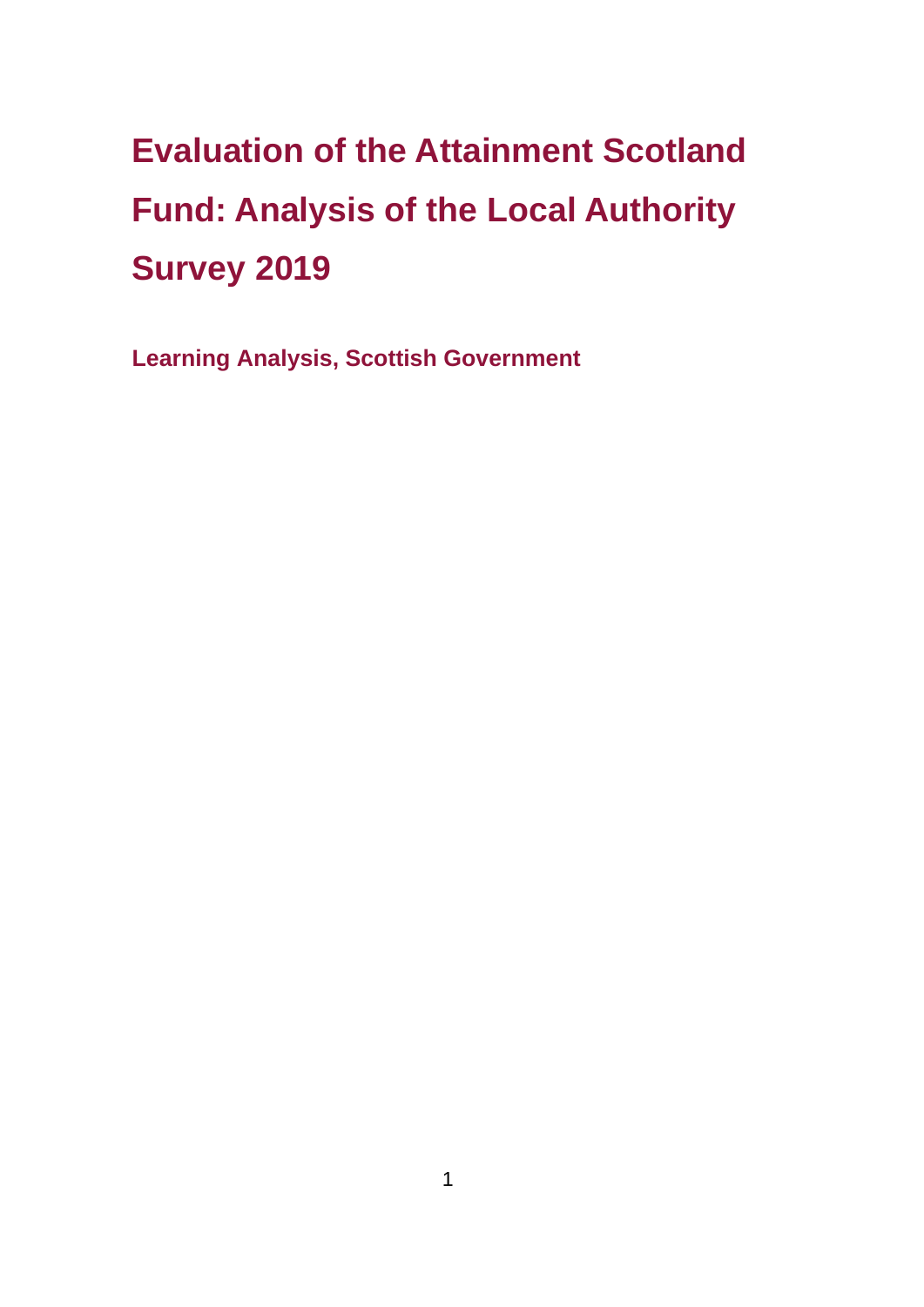# Evaluation of the Attainment Scotland Fund: Analysis of the Local Authority Survey 2019

**Learning Analysis, Scottish Government**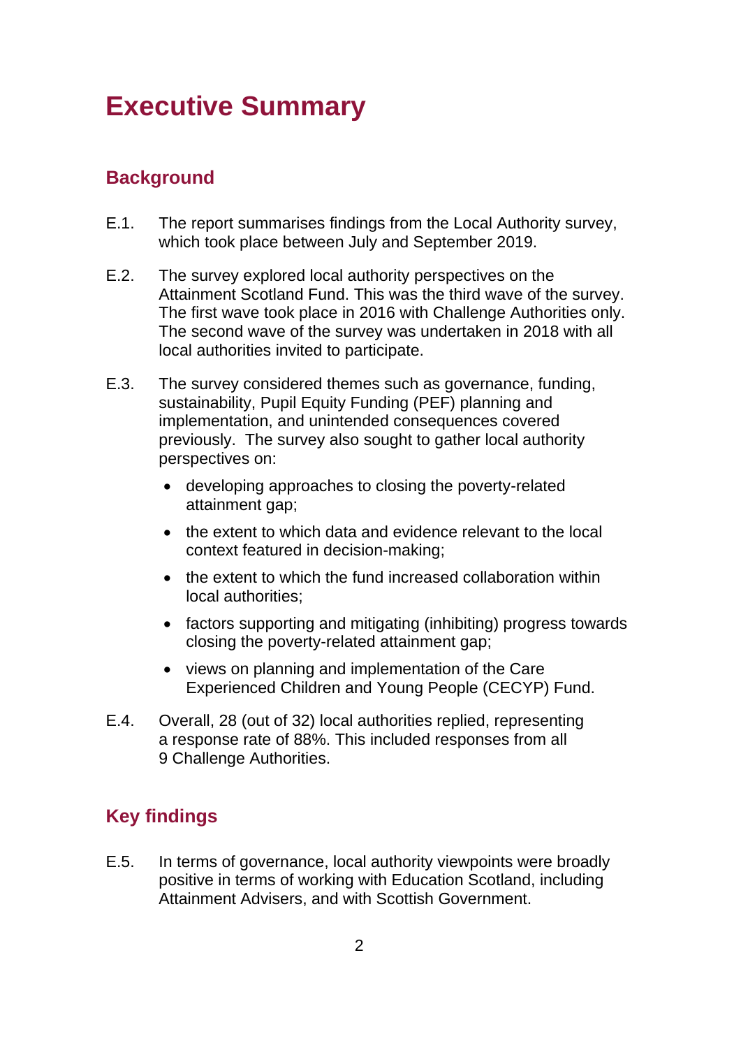# Executive Summary

## Background

E.1. The report summarises findings from the Local Authority survey, which took place between July and September 2019.

E.2. The survey explored local authority perspectives on the Attainment Scotland Fund. This was the third wave of the survey. The first wave took place in 2016 with Challenge Authorities only. The second wave of the survey was undertaken in 2018 with all local authorities invited to participate.

E.3. The survey considered themes such as governance, funding, sustainability, Pupil Equity Funding (PEF) planning and implementation, and unintended consequences covered previously. The survey also sought to gather local authority perspectives on:

- developing approaches to closing the poverty-related attainment gap;
- the extent to which data and evidence relevant to the local context featured in decision-making;
- the extent to which the fund increased collaboration within local authorities;
- factors supporting and mitigating (inhibiting) progress towards closing the poverty-related attainment gap;
- views on planning and implementation of the Care Experienced Children and Young People (CECYP) Fund.

E.4. Overall, 28 (out of 32) local authorities replied, representing a response rate of 88%. This included responses from all 9 Challenge Authorities.

## Key findings

E.5. In terms of governance, local authority viewpoints were broadly positive in terms of working with Education Scotland, including Attainment Advisers, and with Scottish Government.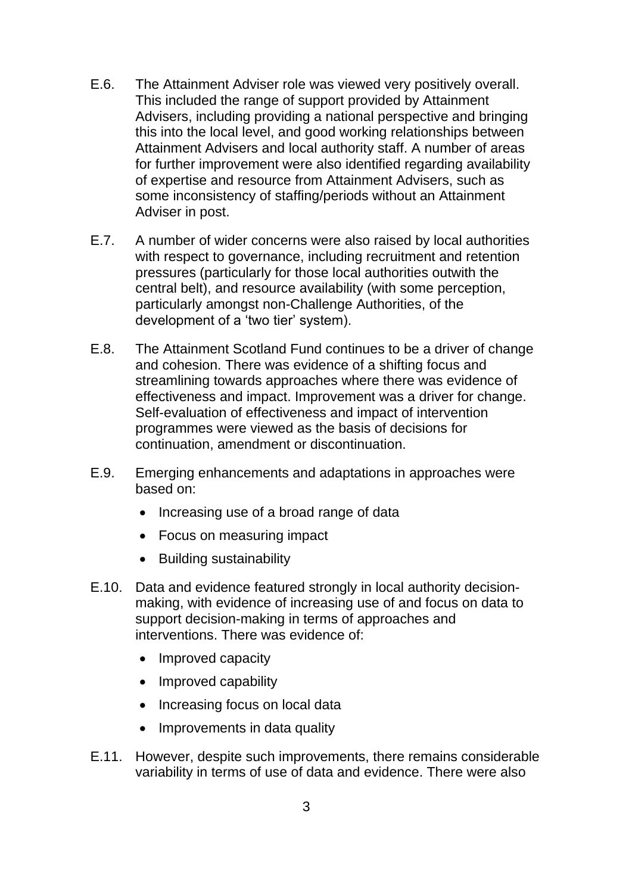E.6. The Attainment Adviser role was viewed very positively overall. This included the range of support provided by Attainment Advisers, including providing a national perspective and bringing this into the local level, and good working relationships between Attainment Advisers and local authority staff. A number of areas for further improvement were also identified regarding availability of expertise and resource from Attainment Advisers, such as some inconsistency of staffing/periods without an Attainment Adviser in post.

E.7. A number of wider concerns were also raised by local authorities with respect to governance, including recruitment and retention pressures (particularly for those local authorities outwith the central belt), and resource availability (with some perception, particularly amongst non-Challenge Authorities, of the development of a 'two tier' system).

E.8. The Attainment Scotland Fund continues to be a driver of change and cohesion. There was evidence of a shifting focus and streamlining towards approaches where there was evidence of effectiveness and impact. Improvement was a driver for change. Self-evaluation of effectiveness and impact of intervention programmes were viewed as the basis of decisions for continuation, amendment or discontinuation.

E.9. Emerging enhancements and adaptations in approaches were based on:

- Increasing use of a broad range of data
- Focus on measuring impact
- Building sustainability

E.10. Data and evidence featured strongly in local authority decision-making, with evidence of increasing use of and focus on data to support decision-making in terms of approaches and interventions. There was evidence of:

- Improved capacity
- Improved capability
- Increasing focus on local data
- Improvements in data quality

E.11. However, despite such improvements, there remains considerable variability in terms of use of data and evidence. There were also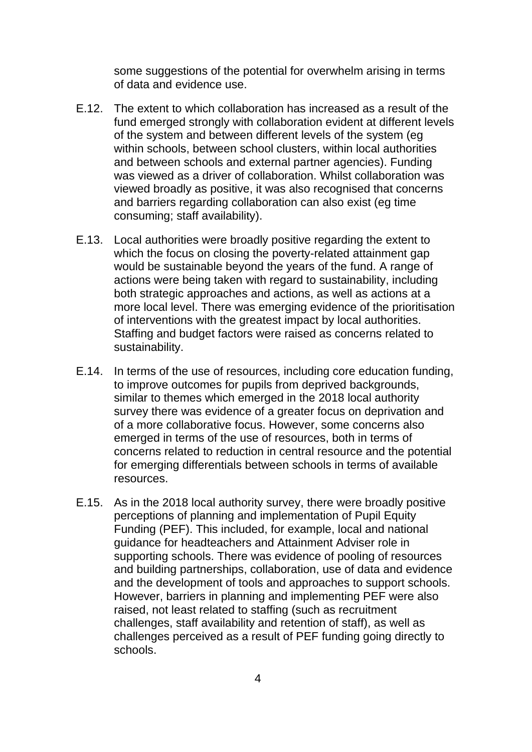some suggestions of the potential for overwhelm arising in terms of data and evidence use.

E.12. The extent to which collaboration has increased as a result of the fund emerged strongly with collaboration evident at different levels of the system and between different levels of the system (eg within schools, between school clusters, within local authorities and between schools and external partner agencies). Funding was viewed as a driver of collaboration. Whilst collaboration was viewed broadly as positive, it was also recognised that concerns and barriers regarding collaboration can also exist (eg time consuming; staff availability).

E.13. Local authorities were broadly positive regarding the extent to which the focus on closing the poverty-related attainment gap would be sustainable beyond the years of the fund. A range of actions were being taken with regard to sustainability, including both strategic approaches and actions, as well as actions at a more local level. There was emerging evidence of the prioritisation of interventions with the greatest impact by local authorities. Staffing and budget factors were raised as concerns related to sustainability.

E.14. In terms of the use of resources, including core education funding, to improve outcomes for pupils from deprived backgrounds, similar to themes which emerged in the 2018 local authority survey there was evidence of a greater focus on deprivation and of a more collaborative focus. However, some concerns also emerged in terms of the use of resources, both in terms of concerns related to reduction in central resource and the potential for emerging differentials between schools in terms of available resources.

E.15. As in the 2018 local authority survey, there were broadly positive perceptions of planning and implementation of Pupil Equity Funding (PEF). This included, for example, local and national guidance for headteachers and Attainment Adviser role in supporting schools. There was evidence of pooling of resources and building partnerships, collaboration, use of data and evidence and the development of tools and approaches to support schools. However, barriers in planning and implementing PEF were also raised, not least related to staffing (such as recruitment challenges, staff availability and retention of staff), as well as challenges perceived as a result of PEF funding going directly to schools.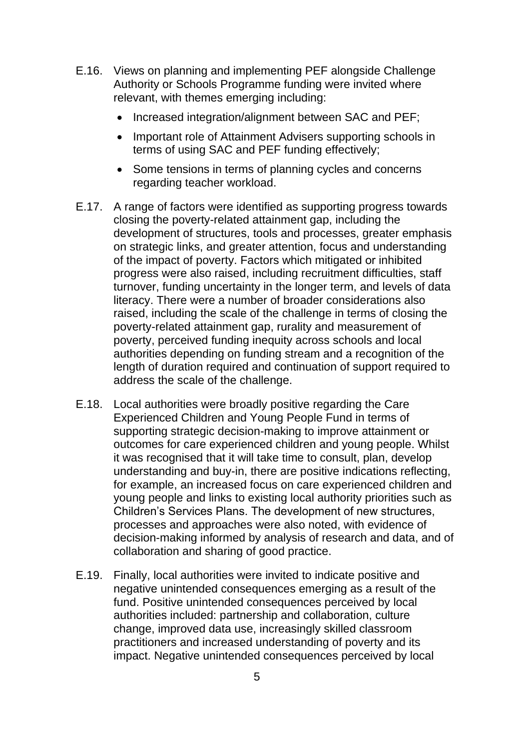E.16. Views on planning and implementing PEF alongside Challenge Authority or Schools Programme funding were invited where relevant, with themes emerging including:

- Increased integration/alignment between SAC and PEF;
- Important role of Attainment Advisers supporting schools in terms of using SAC and PEF funding effectively;
- Some tensions in terms of planning cycles and concerns regarding teacher workload.

E.17. A range of factors were identified as supporting progress towards closing the poverty-related attainment gap, including the development of structures, tools and processes, greater emphasis on strategic links, and greater attention, focus and understanding of the impact of poverty. Factors which mitigated or inhibited progress were also raised, including recruitment difficulties, staff turnover, funding uncertainty in the longer term, and levels of data literacy. There were a number of broader considerations also raised, including the scale of the challenge in terms of closing the poverty-related attainment gap, rurality and measurement of poverty, perceived funding inequity across schools and local authorities depending on funding stream and a recognition of the length of duration required and continuation of support required to address the scale of the challenge.

E.18. Local authorities were broadly positive regarding the Care Experienced Children and Young People Fund in terms of supporting strategic decision-making to improve attainment or outcomes for care experienced children and young people. Whilst it was recognised that it will take time to consult, plan, develop understanding and buy-in, there are positive indications reflecting, for example, an increased focus on care experienced children and young people and links to existing local authority priorities such as Children's Services Plans. The development of new structures, processes and approaches were also noted, with evidence of decision-making informed by analysis of research and data, and of collaboration and sharing of good practice.

E.19. Finally, local authorities were invited to indicate positive and negative unintended consequences emerging as a result of the fund. Positive unintended consequences perceived by local authorities included: partnership and collaboration, culture change, improved data use, increasingly skilled classroom practitioners and increased understanding of poverty and its impact. Negative unintended consequences perceived by local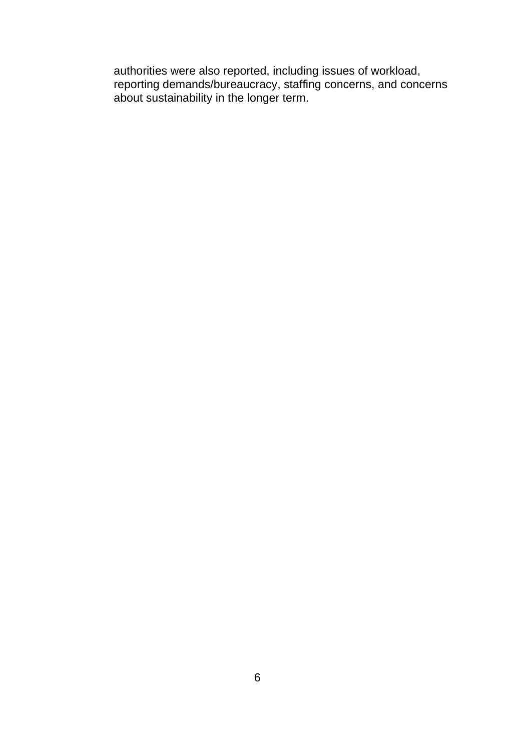authorities were also reported, including issues of workload, reporting demands/bureaucracy, staffing concerns, and concerns about sustainability in the longer term.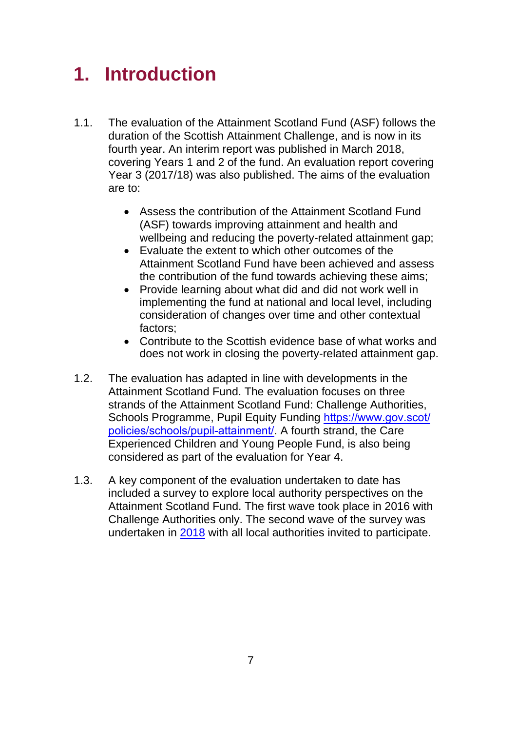# 1. Introduction

1.1. The evaluation of the Attainment Scotland Fund (ASF) follows the duration of the Scottish Attainment Challenge, and is now in its fourth year. An interim report was published in March 2018, covering Years 1 and 2 of the fund. An evaluation report covering Year 3 (2017/18) was also published. The aims of the evaluation are to:

- Assess the contribution of the Attainment Scotland Fund (ASF) towards improving attainment and health and wellbeing and reducing the poverty-related attainment gap;
- Evaluate the extent to which other outcomes of the Attainment Scotland Fund have been achieved and assess the contribution of the fund towards achieving these aims;
- Provide learning about what did and did not work well in implementing the fund at national and local level, including consideration of changes over time and other contextual factors;
- Contribute to the Scottish evidence base of what works and does not work in closing the poverty-related attainment gap.

1.2. The evaluation has adapted in line with developments in the Attainment Scotland Fund. The evaluation focuses on three strands of the Attainment Scotland Fund: Challenge Authorities, Schools Programme, Pupil Equity Funding https://www.gov.scot/policies/schools/pupil-attainment/. A fourth strand, the Care Experienced Children and Young People Fund, is also being considered as part of the evaluation for Year 4.

1.3. A key component of the evaluation undertaken to date has included a survey to explore local authority perspectives on the Attainment Scotland Fund. The first wave took place in 2016 with Challenge Authorities only. The second wave of the survey was undertaken in 2018 with all local authorities invited to participate.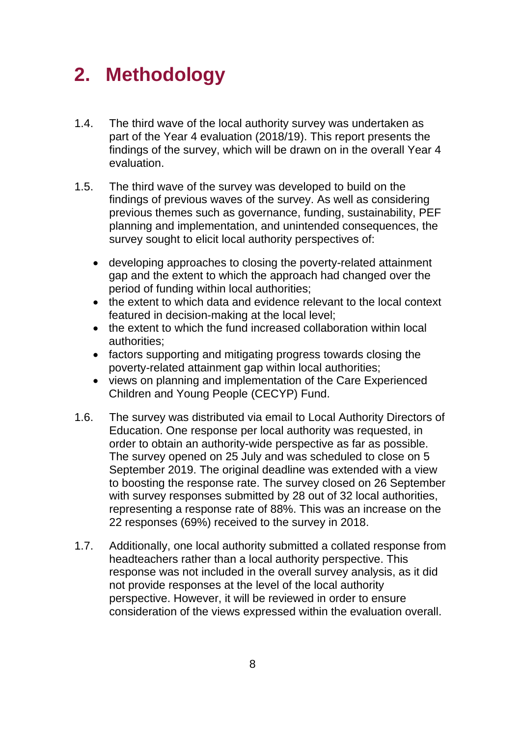# 2. Methodology

1.4. The third wave of the local authority survey was undertaken as part of the Year 4 evaluation (2018/19). This report presents the findings of the survey, which will be drawn on in the overall Year 4 evaluation.

1.5. The third wave of the survey was developed to build on the findings of previous waves of the survey. As well as considering previous themes such as governance, funding, sustainability, PEF planning and implementation, and unintended consequences, the survey sought to elicit local authority perspectives of:

- developing approaches to closing the poverty-related attainment gap and the extent to which the approach had changed over the period of funding within local authorities;
- the extent to which data and evidence relevant to the local context featured in decision-making at the local level;
- the extent to which the fund increased collaboration within local authorities;
- factors supporting and mitigating progress towards closing the poverty-related attainment gap within local authorities;
- views on planning and implementation of the Care Experienced Children and Young People (CECYP) Fund.

1.6. The survey was distributed via email to Local Authority Directors of Education. One response per local authority was requested, in order to obtain an authority-wide perspective as far as possible. The survey opened on 25 July and was scheduled to close on 5 September 2019. The original deadline was extended with a view to boosting the response rate. The survey closed on 26 September with survey responses submitted by 28 out of 32 local authorities, representing a response rate of 88%. This was an increase on the 22 responses (69%) received to the survey in 2018.

1.7. Additionally, one local authority submitted a collated response from headteachers rather than a local authority perspective. This response was not included in the overall survey analysis, as it did not provide responses at the level of the local authority perspective. However, it will be reviewed in order to ensure consideration of the views expressed within the evaluation overall.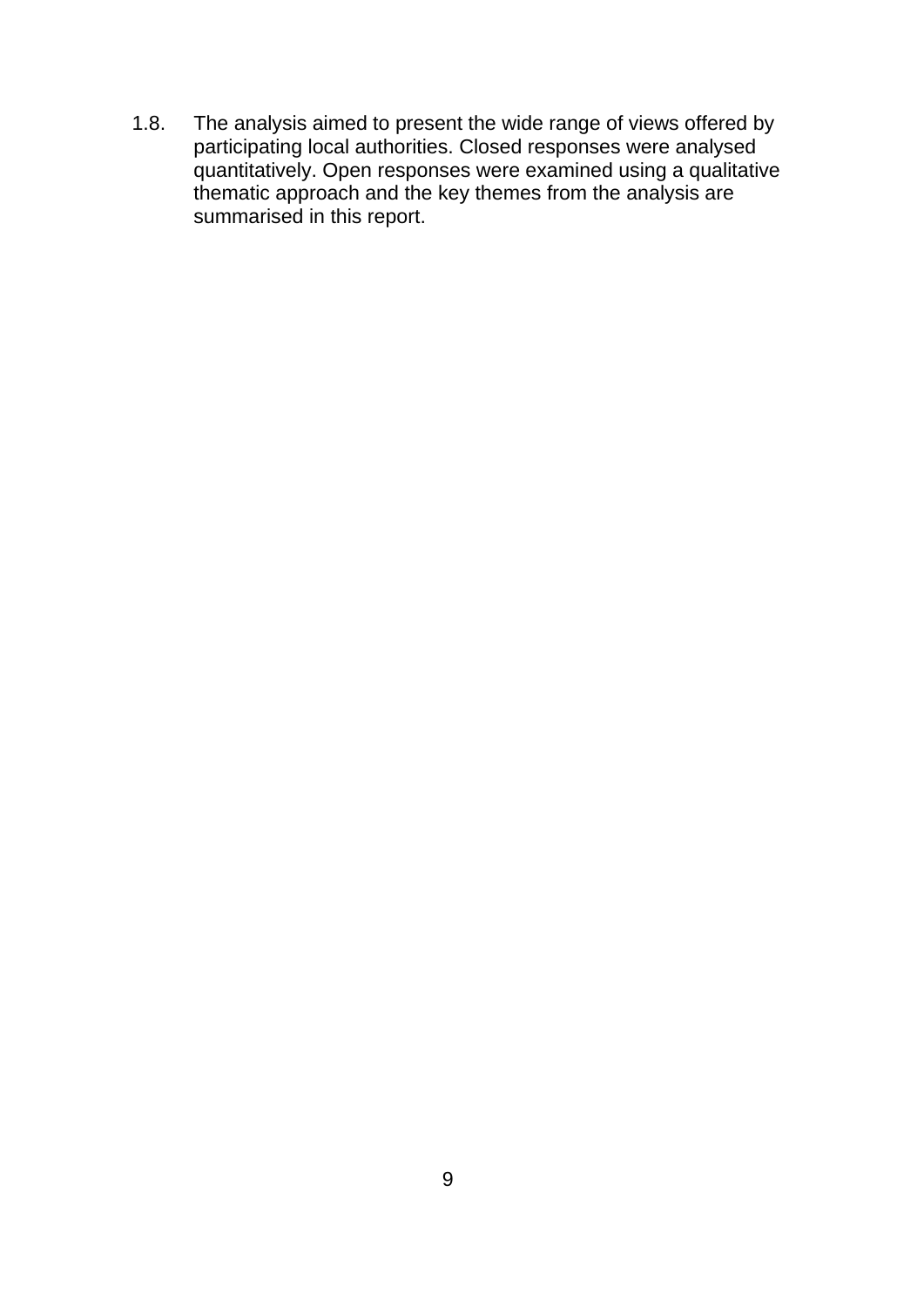1.8. The analysis aimed to present the wide range of views offered by participating local authorities. Closed responses were analysed quantitatively. Open responses were examined using a qualitative thematic approach and the key themes from the analysis are summarised in this report.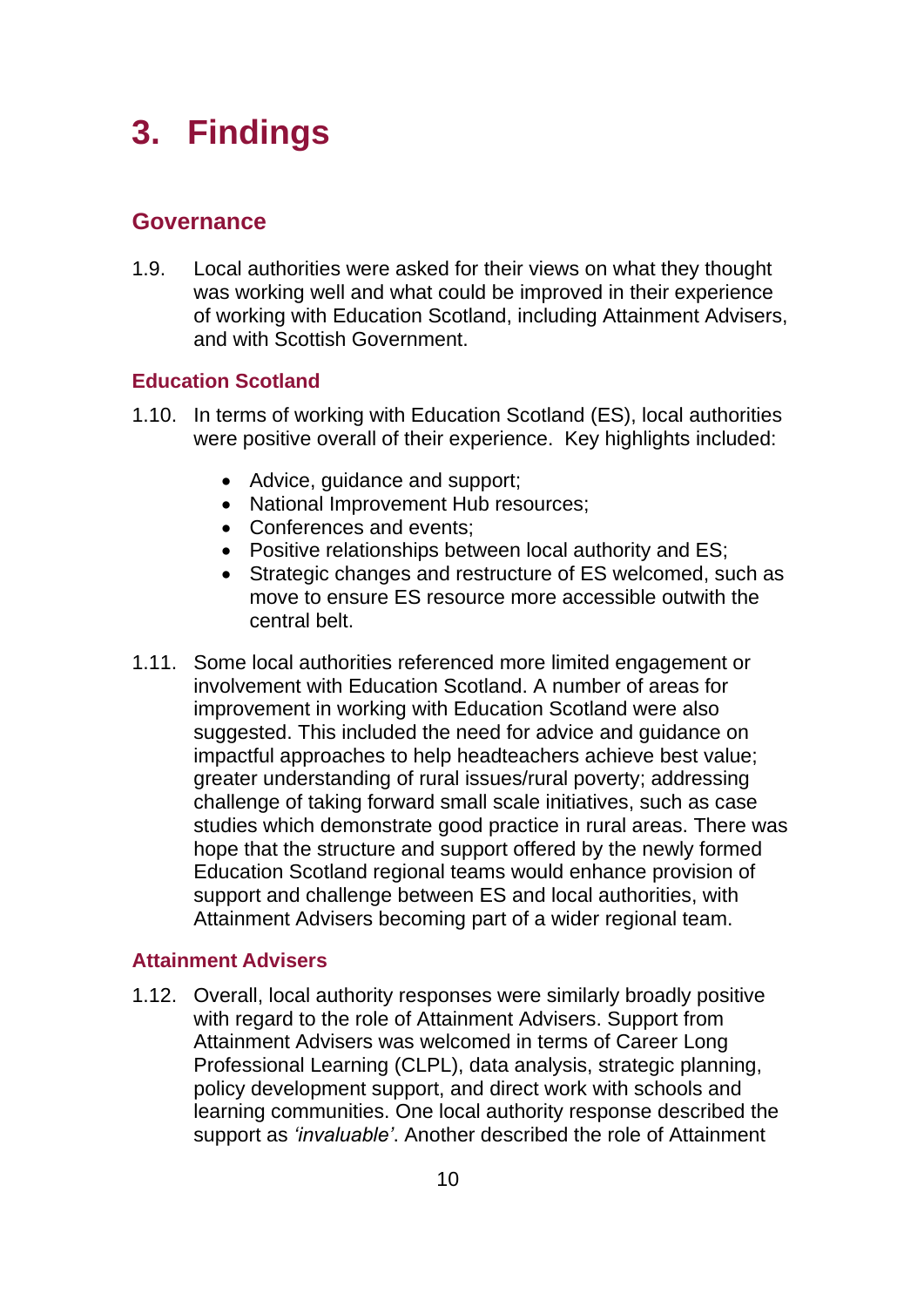# 3. Findings

## Governance

1.9. Local authorities were asked for their views on what they thought was working well and what could be improved in their experience of working with Education Scotland, including Attainment Advisers, and with Scottish Government.

### Education Scotland

1.10. In terms of working with Education Scotland (ES), local authorities were positive overall of their experience. Key highlights included:

- Advice, guidance and support;
- National Improvement Hub resources;
- Conferences and events;
- Positive relationships between local authority and ES;
- Strategic changes and restructure of ES welcomed, such as move to ensure ES resource more accessible outwith the central belt.

1.11. Some local authorities referenced more limited engagement or involvement with Education Scotland. A number of areas for improvement in working with Education Scotland were also suggested. This included the need for advice and guidance on impactful approaches to help headteachers achieve best value; greater understanding of rural issues/rural poverty; addressing challenge of taking forward small scale initiatives, such as case studies which demonstrate good practice in rural areas. There was hope that the structure and support offered by the newly formed Education Scotland regional teams would enhance provision of support and challenge between ES and local authorities, with Attainment Advisers becoming part of a wider regional team.

### Attainment Advisers

1.12. Overall, local authority responses were similarly broadly positive with regard to the role of Attainment Advisers. Support from Attainment Advisers was welcomed in terms of Career Long Professional Learning (CLPL), data analysis, strategic planning, policy development support, and direct work with schools and learning communities. One local authority response described the support as *'invaluable'*. Another described the role of Attainment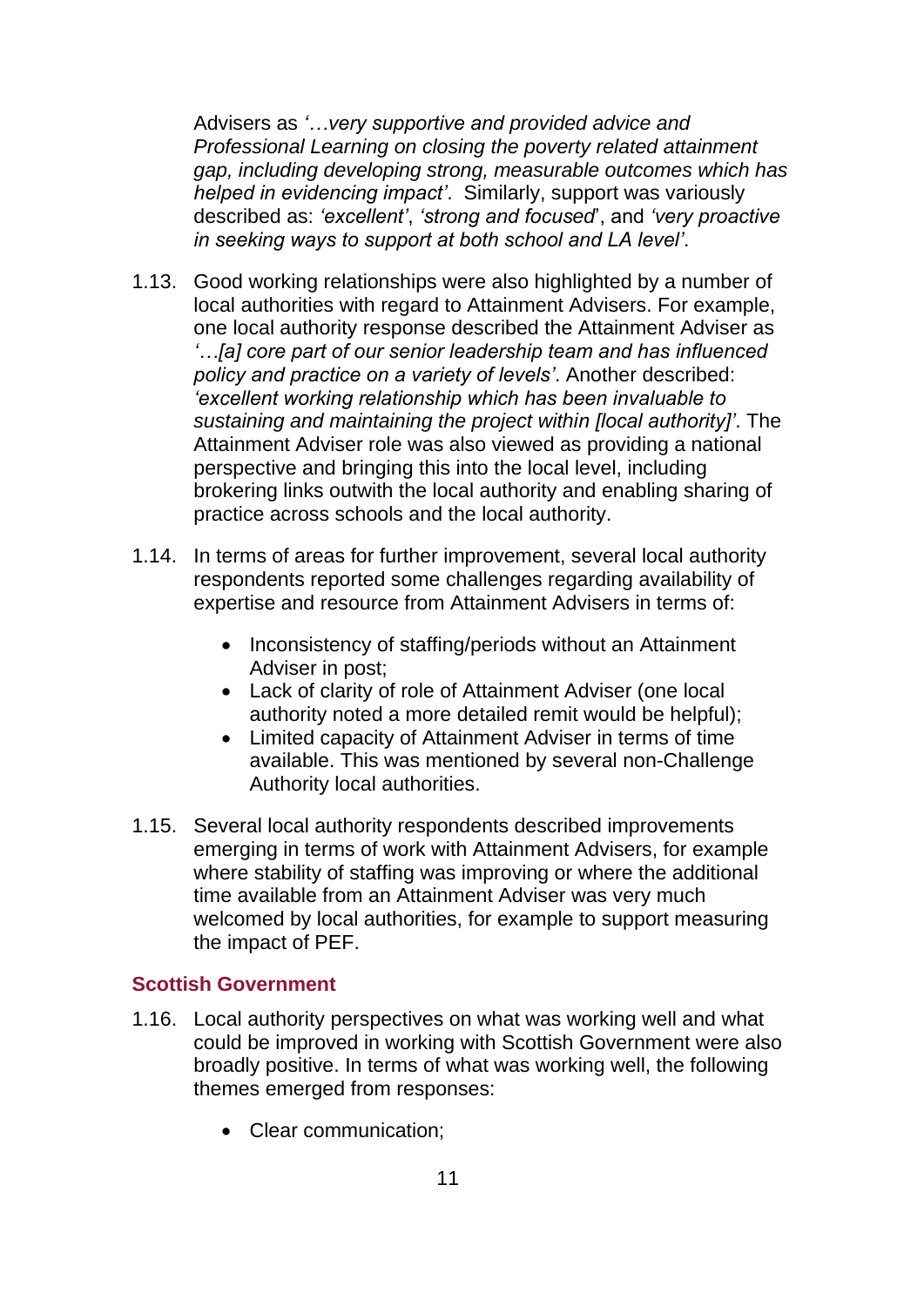Advisers as *'…very supportive and provided advice and Professional Learning on closing the poverty related attainment gap, including developing strong, measurable outcomes which has helped in evidencing impact'*. Similarly, support was variously described as: *'excellent'*, *'strong and focused*', and *'very proactive in seeking ways to support at both school and LA level'*.

1.13. Good working relationships were also highlighted by a number of local authorities with regard to Attainment Advisers. For example, one local authority response described the Attainment Adviser as *'…[a] core part of our senior leadership team and has influenced policy and practice on a variety of levels'*. Another described: *'excellent working relationship which has been invaluable to sustaining and maintaining the project within [local authority]'*. The Attainment Adviser role was also viewed as providing a national perspective and bringing this into the local level, including brokering links outwith the local authority and enabling sharing of practice across schools and the local authority.

1.14. In terms of areas for further improvement, several local authority respondents reported some challenges regarding availability of expertise and resource from Attainment Advisers in terms of:

- Inconsistency of staffing/periods without an Attainment Adviser in post;
- Lack of clarity of role of Attainment Adviser (one local authority noted a more detailed remit would be helpful);
- Limited capacity of Attainment Adviser in terms of time available. This was mentioned by several non-Challenge Authority local authorities.

1.15. Several local authority respondents described improvements emerging in terms of work with Attainment Advisers, for example where stability of staffing was improving or where the additional time available from an Attainment Adviser was very much welcomed by local authorities, for example to support measuring the impact of PEF.

### Scottish Government

1.16. Local authority perspectives on what was working well and what could be improved in working with Scottish Government were also broadly positive. In terms of what was working well, the following themes emerged from responses:

- Clear communication;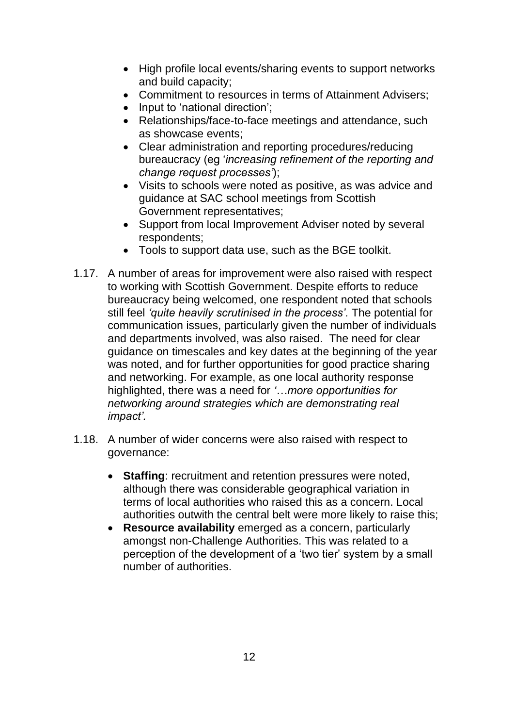- High profile local events/sharing events to support networks and build capacity;
- Commitment to resources in terms of Attainment Advisers;
- Input to 'national direction';
- Relationships/face-to-face meetings and attendance, such as showcase events;
- Clear administration and reporting procedures/reducing bureaucracy (eg '*increasing refinement of the reporting and change request processes'*);
- Visits to schools were noted as positive, as was advice and guidance at SAC school meetings from Scottish Government representatives;
- Support from local Improvement Adviser noted by several respondents;
- Tools to support data use, such as the BGE toolkit.

1.17. A number of areas for improvement were also raised with respect to working with Scottish Government. Despite efforts to reduce bureaucracy being welcomed, one respondent noted that schools still feel *'quite heavily scrutinised in the process'.* The potential for communication issues, particularly given the number of individuals and departments involved, was also raised. The need for clear guidance on timescales and key dates at the beginning of the year was noted, and for further opportunities for good practice sharing and networking. For example, as one local authority response highlighted, there was a need for *'…more opportunities for networking around strategies which are demonstrating real impact'.*

1.18. A number of wider concerns were also raised with respect to governance:

- **Staffing**: recruitment and retention pressures were noted, although there was considerable geographical variation in terms of local authorities who raised this as a concern. Local authorities outwith the central belt were more likely to raise this;
- **Resource availability** emerged as a concern, particularly amongst non-Challenge Authorities. This was related to a perception of the development of a 'two tier' system by a small number of authorities.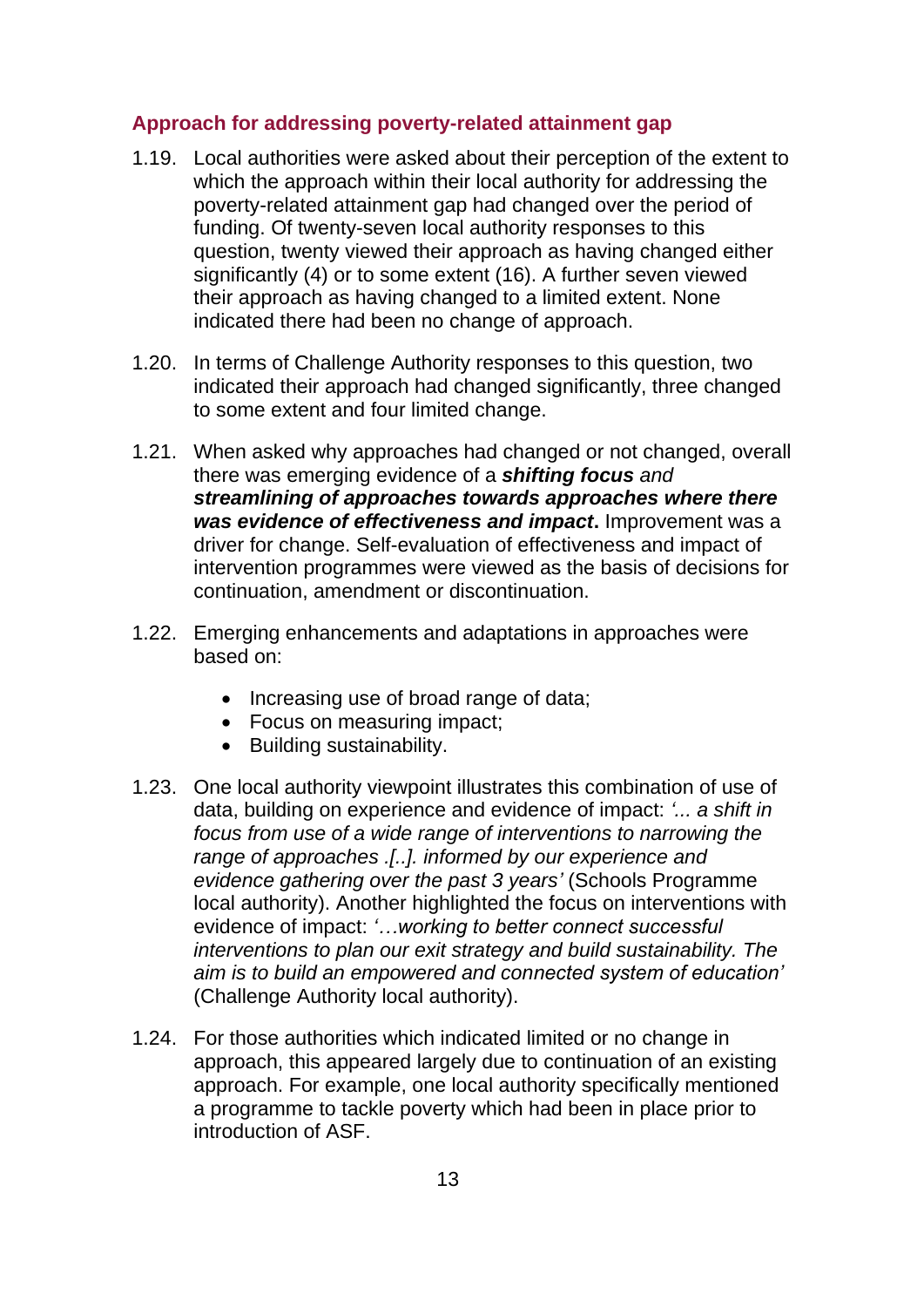## Approach for addressing poverty-related attainment gap

1.19. Local authorities were asked about their perception of the extent to which the approach within their local authority for addressing the poverty-related attainment gap had changed over the period of funding. Of twenty-seven local authority responses to this question, twenty viewed their approach as having changed either significantly (4) or to some extent (16). A further seven viewed their approach as having changed to a limited extent. None indicated there had been no change of approach.

1.20. In terms of Challenge Authority responses to this question, two indicated their approach had changed significantly, three changed to some extent and four limited change.

1.21. When asked why approaches had changed or not changed, overall there was emerging evidence of a ***shifting focus*** *and* ***streamlining of approaches towards approaches where there was evidence of effectiveness and impact*.** Improvement was a driver for change. Self-evaluation of effectiveness and impact of intervention programmes were viewed as the basis of decisions for continuation, amendment or discontinuation.

1.22. Emerging enhancements and adaptations in approaches were based on:

- Increasing use of broad range of data;
- Focus on measuring impact;
- Building sustainability.

1.23. One local authority viewpoint illustrates this combination of use of data, building on experience and evidence of impact: *'... a shift in focus from use of a wide range of interventions to narrowing the range of approaches .[..]. informed by our experience and evidence gathering over the past 3 years'* (Schools Programme local authority). Another highlighted the focus on interventions with evidence of impact: *'…working to better connect successful interventions to plan our exit strategy and build sustainability. The aim is to build an empowered and connected system of education'* (Challenge Authority local authority).

1.24. For those authorities which indicated limited or no change in approach, this appeared largely due to continuation of an existing approach. For example, one local authority specifically mentioned a programme to tackle poverty which had been in place prior to introduction of ASF.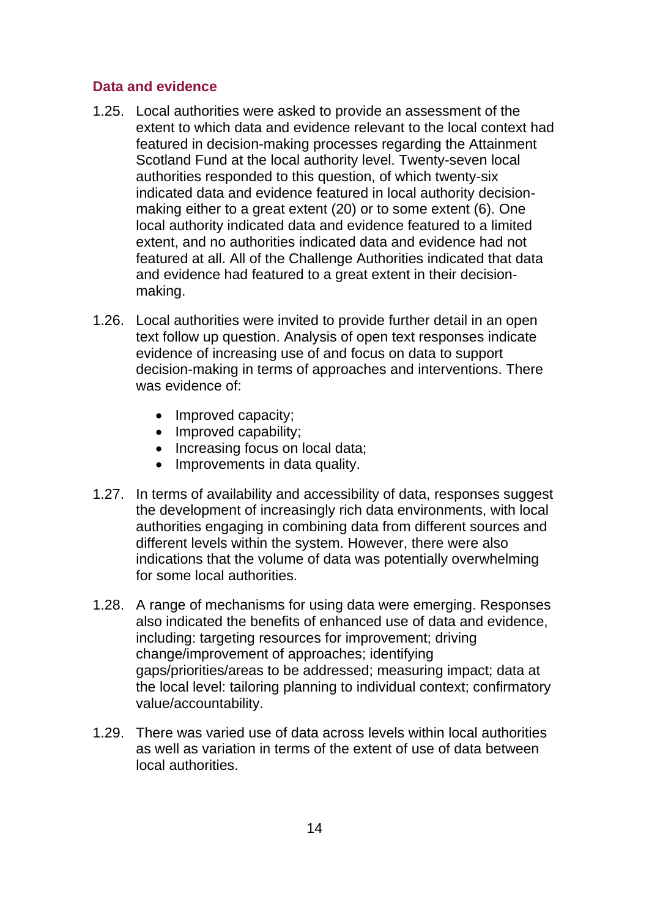### Data and evidence

1.25. Local authorities were asked to provide an assessment of the extent to which data and evidence relevant to the local context had featured in decision-making processes regarding the Attainment Scotland Fund at the local authority level. Twenty-seven local authorities responded to this question, of which twenty-six indicated data and evidence featured in local authority decision-making either to a great extent (20) or to some extent (6). One local authority indicated data and evidence featured to a limited extent, and no authorities indicated data and evidence had not featured at all. All of the Challenge Authorities indicated that data and evidence had featured to a great extent in their decision-making.

1.26. Local authorities were invited to provide further detail in an open text follow up question. Analysis of open text responses indicate evidence of increasing use of and focus on data to support decision-making in terms of approaches and interventions. There was evidence of:

- Improved capacity;
- Improved capability;
- Increasing focus on local data;
- Improvements in data quality.

1.27. In terms of availability and accessibility of data, responses suggest the development of increasingly rich data environments, with local authorities engaging in combining data from different sources and different levels within the system. However, there were also indications that the volume of data was potentially overwhelming for some local authorities.

1.28. A range of mechanisms for using data were emerging. Responses also indicated the benefits of enhanced use of data and evidence, including: targeting resources for improvement; driving change/improvement of approaches; identifying gaps/priorities/areas to be addressed; measuring impact; data at the local level: tailoring planning to individual context; confirmatory value/accountability.

1.29. There was varied use of data across levels within local authorities as well as variation in terms of the extent of use of data between local authorities.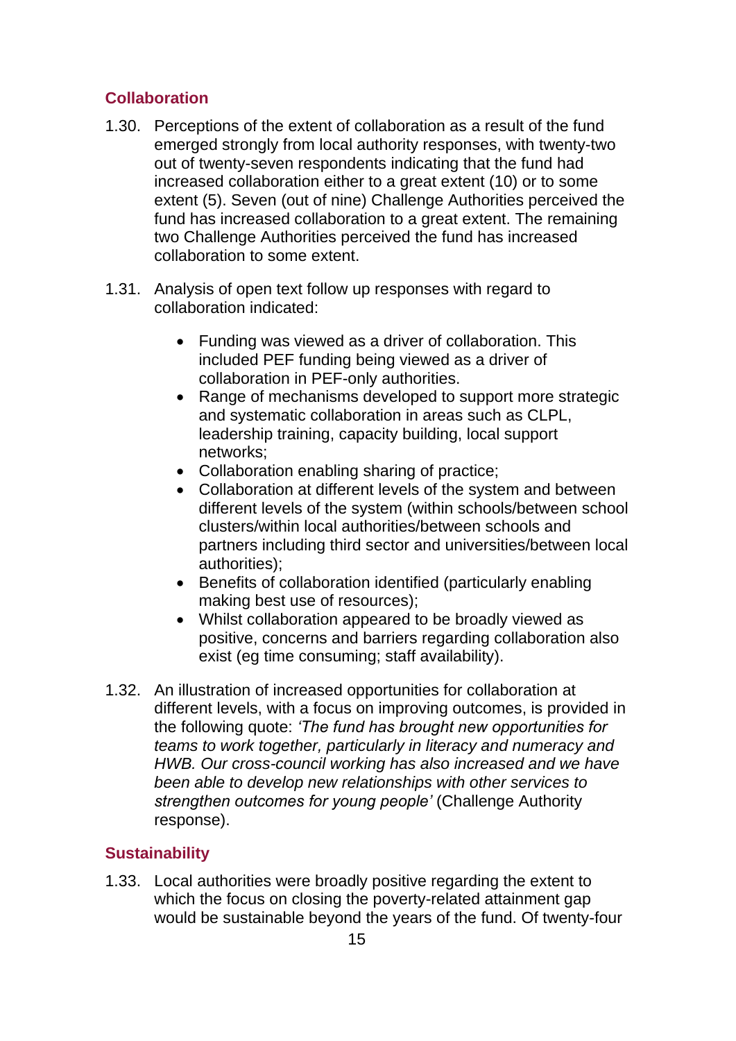## Collaboration

1.30. Perceptions of the extent of collaboration as a result of the fund emerged strongly from local authority responses, with twenty-two out of twenty-seven respondents indicating that the fund had increased collaboration either to a great extent (10) or to some extent (5). Seven (out of nine) Challenge Authorities perceived the fund has increased collaboration to a great extent. The remaining two Challenge Authorities perceived the fund has increased collaboration to some extent.

1.31. Analysis of open text follow up responses with regard to collaboration indicated:

- Funding was viewed as a driver of collaboration. This included PEF funding being viewed as a driver of collaboration in PEF-only authorities.
- Range of mechanisms developed to support more strategic and systematic collaboration in areas such as CLPL, leadership training, capacity building, local support networks;
- Collaboration enabling sharing of practice;
- Collaboration at different levels of the system and between different levels of the system (within schools/between school clusters/within local authorities/between schools and partners including third sector and universities/between local authorities);
- Benefits of collaboration identified (particularly enabling making best use of resources);
- Whilst collaboration appeared to be broadly viewed as positive, concerns and barriers regarding collaboration also exist (eg time consuming; staff availability).

1.32. An illustration of increased opportunities for collaboration at different levels, with a focus on improving outcomes, is provided in the following quote: *'The fund has brought new opportunities for teams to work together, particularly in literacy and numeracy and HWB. Our cross-council working has also increased and we have been able to develop new relationships with other services to strengthen outcomes for young people'* (Challenge Authority response).

## Sustainability

1.33. Local authorities were broadly positive regarding the extent to which the focus on closing the poverty-related attainment gap would be sustainable beyond the years of the fund. Of twenty-four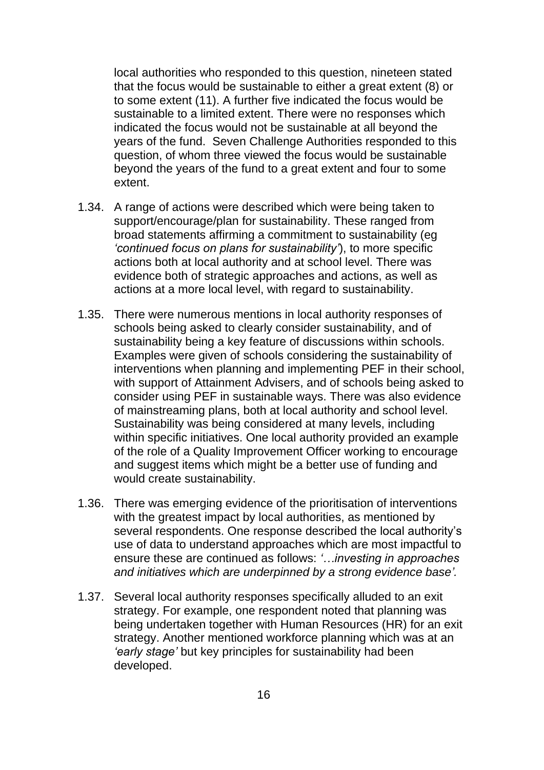local authorities who responded to this question, nineteen stated that the focus would be sustainable to either a great extent (8) or to some extent (11). A further five indicated the focus would be sustainable to a limited extent. There were no responses which indicated the focus would not be sustainable at all beyond the years of the fund. Seven Challenge Authorities responded to this question, of whom three viewed the focus would be sustainable beyond the years of the fund to a great extent and four to some extent.

1.34. A range of actions were described which were being taken to support/encourage/plan for sustainability. These ranged from broad statements affirming a commitment to sustainability (eg *'continued focus on plans for sustainability'*), to more specific actions both at local authority and at school level. There was evidence both of strategic approaches and actions, as well as actions at a more local level, with regard to sustainability.

1.35. There were numerous mentions in local authority responses of schools being asked to clearly consider sustainability, and of sustainability being a key feature of discussions within schools. Examples were given of schools considering the sustainability of interventions when planning and implementing PEF in their school, with support of Attainment Advisers, and of schools being asked to consider using PEF in sustainable ways. There was also evidence of mainstreaming plans, both at local authority and school level. Sustainability was being considered at many levels, including within specific initiatives. One local authority provided an example of the role of a Quality Improvement Officer working to encourage and suggest items which might be a better use of funding and would create sustainability.

1.36. There was emerging evidence of the prioritisation of interventions with the greatest impact by local authorities, as mentioned by several respondents. One response described the local authority's use of data to understand approaches which are most impactful to ensure these are continued as follows: *'…investing in approaches and initiatives which are underpinned by a strong evidence base'.*

1.37. Several local authority responses specifically alluded to an exit strategy. For example, one respondent noted that planning was being undertaken together with Human Resources (HR) for an exit strategy. Another mentioned workforce planning which was at an *'early stage'* but key principles for sustainability had been developed.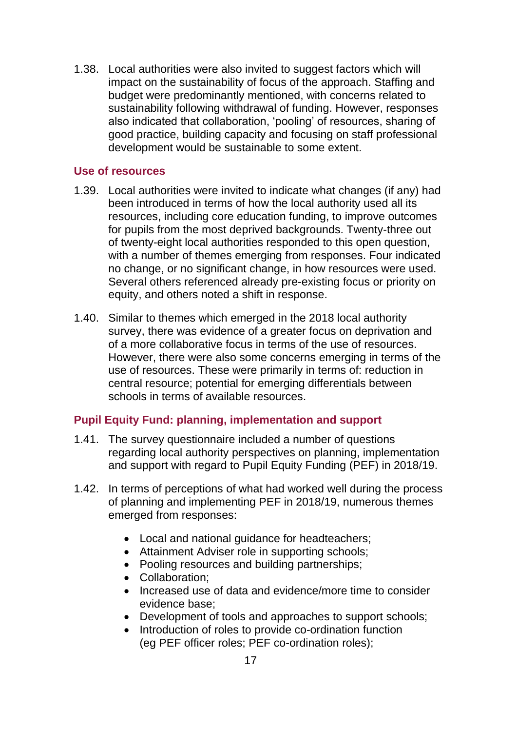1.38. Local authorities were also invited to suggest factors which will impact on the sustainability of focus of the approach. Staffing and budget were predominantly mentioned, with concerns related to sustainability following withdrawal of funding. However, responses also indicated that collaboration, 'pooling' of resources, sharing of good practice, building capacity and focusing on staff professional development would be sustainable to some extent.

### Use of resources

1.39. Local authorities were invited to indicate what changes (if any) had been introduced in terms of how the local authority used all its resources, including core education funding, to improve outcomes for pupils from the most deprived backgrounds. Twenty-three out of twenty-eight local authorities responded to this open question, with a number of themes emerging from responses. Four indicated no change, or no significant change, in how resources were used. Several others referenced already pre-existing focus or priority on equity, and others noted a shift in response.

1.40. Similar to themes which emerged in the 2018 local authority survey, there was evidence of a greater focus on deprivation and of a more collaborative focus in terms of the use of resources. However, there were also some concerns emerging in terms of the use of resources. These were primarily in terms of: reduction in central resource; potential for emerging differentials between schools in terms of available resources.

### Pupil Equity Fund: planning, implementation and support

1.41. The survey questionnaire included a number of questions regarding local authority perspectives on planning, implementation and support with regard to Pupil Equity Funding (PEF) in 2018/19.

1.42. In terms of perceptions of what had worked well during the process of planning and implementing PEF in 2018/19, numerous themes emerged from responses:

- Local and national guidance for headteachers;
- Attainment Adviser role in supporting schools;
- Pooling resources and building partnerships;
- Collaboration;
- Increased use of data and evidence/more time to consider evidence base;
- Development of tools and approaches to support schools;
- Introduction of roles to provide co-ordination function (eg PEF officer roles; PEF co-ordination roles);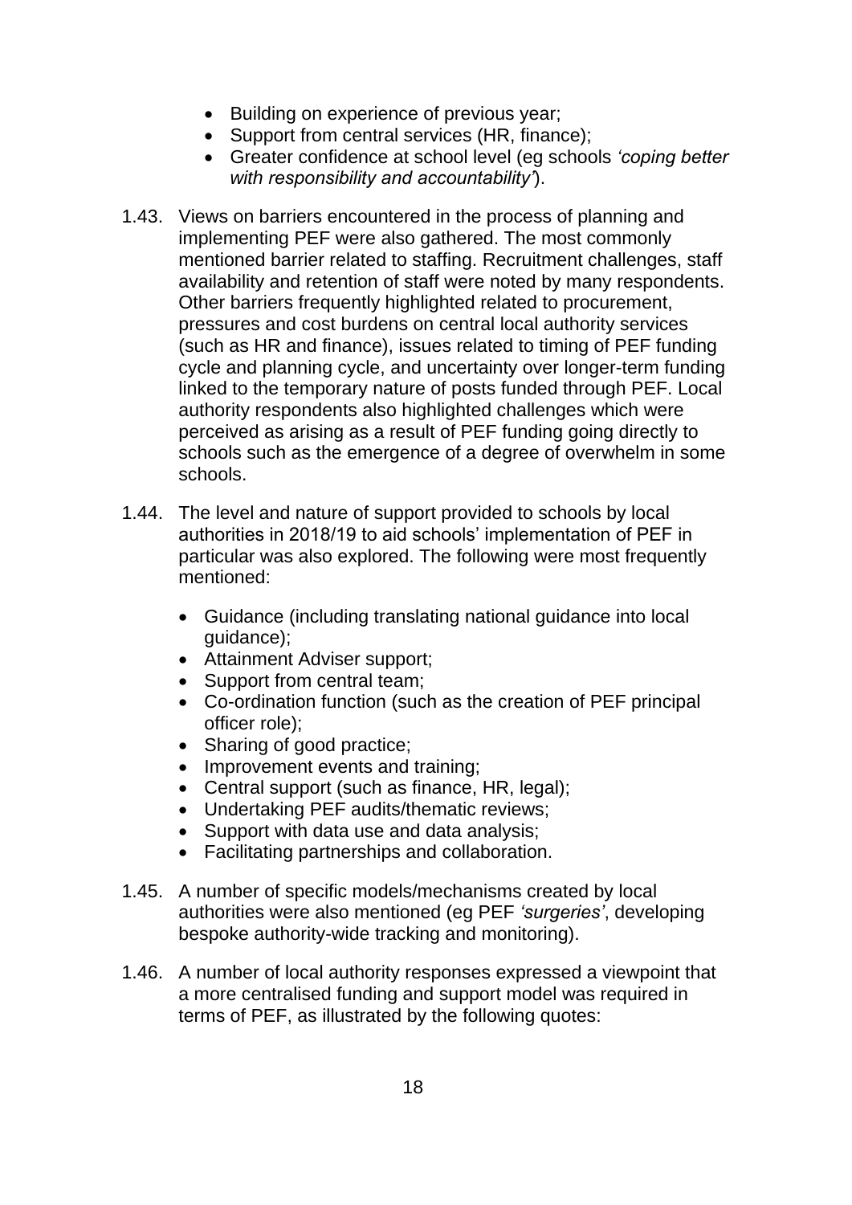- Building on experience of previous year;
- Support from central services (HR, finance);
- Greater confidence at school level (eg schools *'coping better with responsibility and accountability'*).

1.43. Views on barriers encountered in the process of planning and implementing PEF were also gathered. The most commonly mentioned barrier related to staffing. Recruitment challenges, staff availability and retention of staff were noted by many respondents. Other barriers frequently highlighted related to procurement, pressures and cost burdens on central local authority services (such as HR and finance), issues related to timing of PEF funding cycle and planning cycle, and uncertainty over longer-term funding linked to the temporary nature of posts funded through PEF. Local authority respondents also highlighted challenges which were perceived as arising as a result of PEF funding going directly to schools such as the emergence of a degree of overwhelm in some schools.

1.44. The level and nature of support provided to schools by local authorities in 2018/19 to aid schools' implementation of PEF in particular was also explored. The following were most frequently mentioned:

- Guidance (including translating national guidance into local guidance);
- Attainment Adviser support;
- Support from central team;
- Co-ordination function (such as the creation of PEF principal officer role);
- Sharing of good practice;
- Improvement events and training;
- Central support (such as finance, HR, legal);
- Undertaking PEF audits/thematic reviews;
- Support with data use and data analysis;
- Facilitating partnerships and collaboration.

1.45. A number of specific models/mechanisms created by local authorities were also mentioned (eg PEF *'surgeries'*, developing bespoke authority-wide tracking and monitoring).

1.46. A number of local authority responses expressed a viewpoint that a more centralised funding and support model was required in terms of PEF, as illustrated by the following quotes: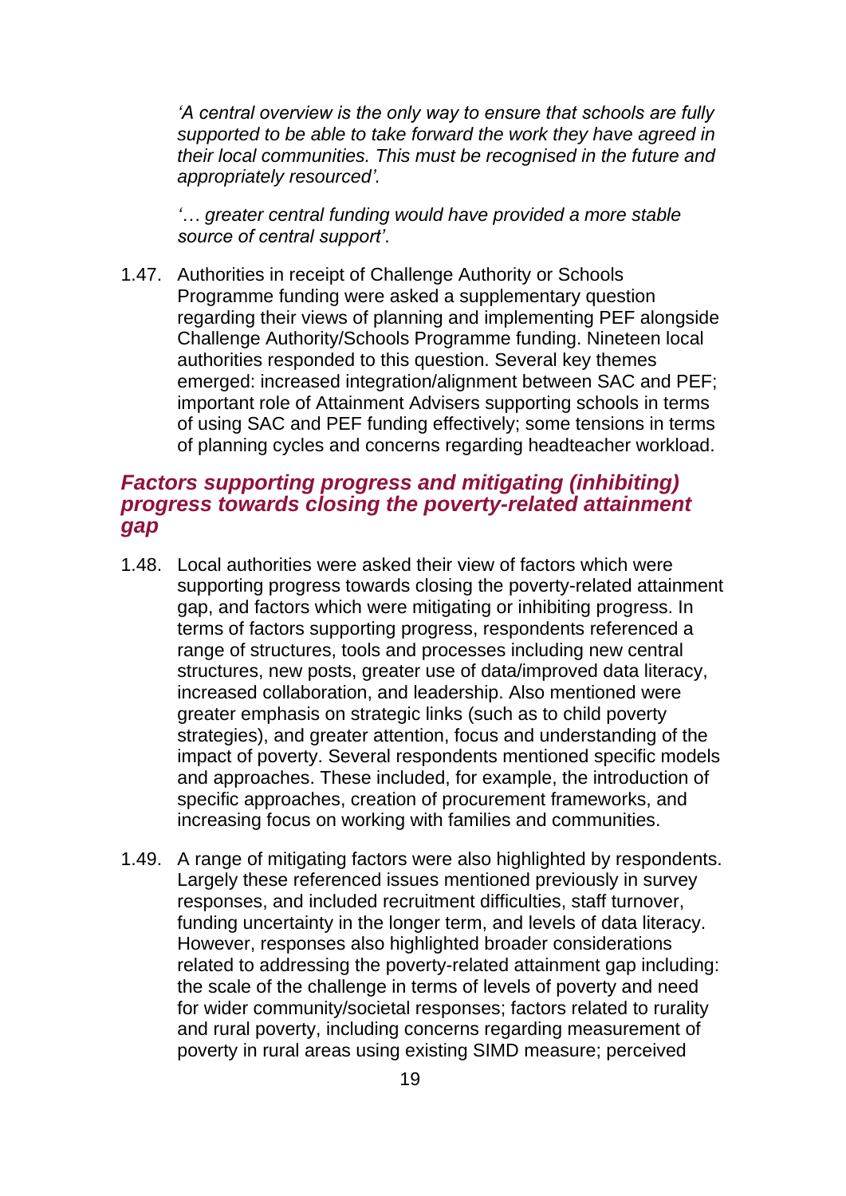*'A central overview is the only way to ensure that schools are fully supported to be able to take forward the work they have agreed in their local communities. This must be recognised in the future and appropriately resourced'.*

*'… greater central funding would have provided a more stable source of central support'*.

1.47. Authorities in receipt of Challenge Authority or Schools Programme funding were asked a supplementary question regarding their views of planning and implementing PEF alongside Challenge Authority/Schools Programme funding. Nineteen local authorities responded to this question. Several key themes emerged: increased integration/alignment between SAC and PEF; important role of Attainment Advisers supporting schools in terms of using SAC and PEF funding effectively; some tensions in terms of planning cycles and concerns regarding headteacher workload.

## *Factors supporting progress and mitigating (inhibiting) progress towards closing the poverty-related attainment gap*

1.48. Local authorities were asked their view of factors which were supporting progress towards closing the poverty-related attainment gap, and factors which were mitigating or inhibiting progress. In terms of factors supporting progress, respondents referenced a range of structures, tools and processes including new central structures, new posts, greater use of data/improved data literacy, increased collaboration, and leadership. Also mentioned were greater emphasis on strategic links (such as to child poverty strategies), and greater attention, focus and understanding of the impact of poverty. Several respondents mentioned specific models and approaches. These included, for example, the introduction of specific approaches, creation of procurement frameworks, and increasing focus on working with families and communities.

1.49. A range of mitigating factors were also highlighted by respondents. Largely these referenced issues mentioned previously in survey responses, and included recruitment difficulties, staff turnover, funding uncertainty in the longer term, and levels of data literacy. However, responses also highlighted broader considerations related to addressing the poverty-related attainment gap including: the scale of the challenge in terms of levels of poverty and need for wider community/societal responses; factors related to rurality and rural poverty, including concerns regarding measurement of poverty in rural areas using existing SIMD measure; perceived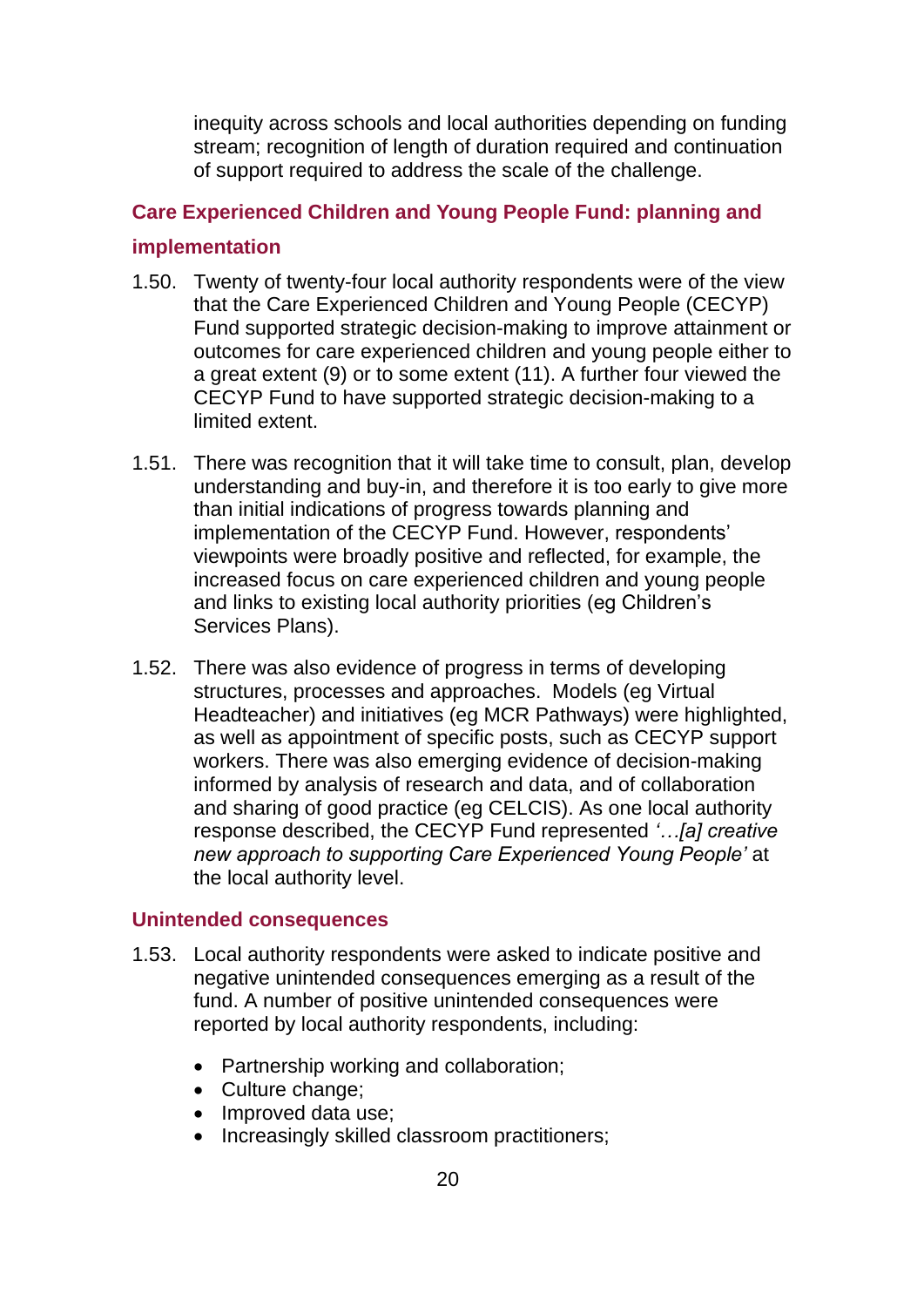inequity across schools and local authorities depending on funding stream; recognition of length of duration required and continuation of support required to address the scale of the challenge.

### Care Experienced Children and Young People Fund: planning and implementation

1.50. Twenty of twenty-four local authority respondents were of the view that the Care Experienced Children and Young People (CECYP) Fund supported strategic decision-making to improve attainment or outcomes for care experienced children and young people either to a great extent (9) or to some extent (11). A further four viewed the CECYP Fund to have supported strategic decision-making to a limited extent.

1.51. There was recognition that it will take time to consult, plan, develop understanding and buy-in, and therefore it is too early to give more than initial indications of progress towards planning and implementation of the CECYP Fund. However, respondents' viewpoints were broadly positive and reflected, for example, the increased focus on care experienced children and young people and links to existing local authority priorities (eg Children's Services Plans).

1.52. There was also evidence of progress in terms of developing structures, processes and approaches. Models (eg Virtual Headteacher) and initiatives (eg MCR Pathways) were highlighted, as well as appointment of specific posts, such as CECYP support workers. There was also emerging evidence of decision-making informed by analysis of research and data, and of collaboration and sharing of good practice (eg CELCIS). As one local authority response described, the CECYP Fund represented *'…[a] creative new approach to supporting Care Experienced Young People'* at the local authority level.

### Unintended consequences

1.53. Local authority respondents were asked to indicate positive and negative unintended consequences emerging as a result of the fund. A number of positive unintended consequences were reported by local authority respondents, including:

- Partnership working and collaboration;
- Culture change;
- Improved data use;
- Increasingly skilled classroom practitioners;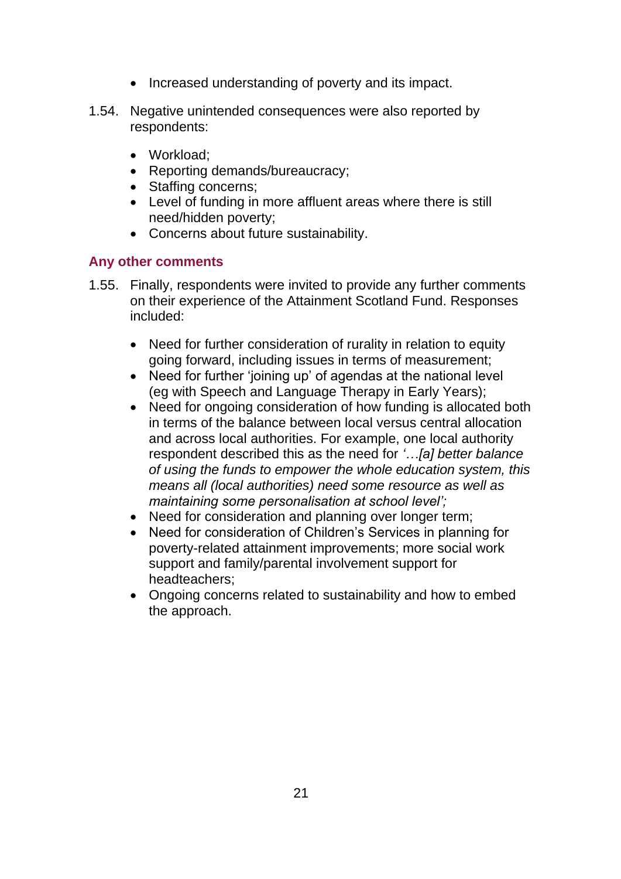- Increased understanding of poverty and its impact.

1.54. Negative unintended consequences were also reported by respondents:

- Workload;
- Reporting demands/bureaucracy;
- Staffing concerns;
- Level of funding in more affluent areas where there is still need/hidden poverty;
- Concerns about future sustainability.

## Any other comments

1.55. Finally, respondents were invited to provide any further comments on their experience of the Attainment Scotland Fund. Responses included:

- Need for further consideration of rurality in relation to equity going forward, including issues in terms of measurement;
- Need for further 'joining up' of agendas at the national level (eg with Speech and Language Therapy in Early Years);
- Need for ongoing consideration of how funding is allocated both in terms of the balance between local versus central allocation and across local authorities. For example, one local authority respondent described this as the need for *'…[a] better balance of using the funds to empower the whole education system, this means all (local authorities) need some resource as well as maintaining some personalisation at school level';*
- Need for consideration and planning over longer term;
- Need for consideration of Children's Services in planning for poverty-related attainment improvements; more social work support and family/parental involvement support for headteachers;
- Ongoing concerns related to sustainability and how to embed the approach.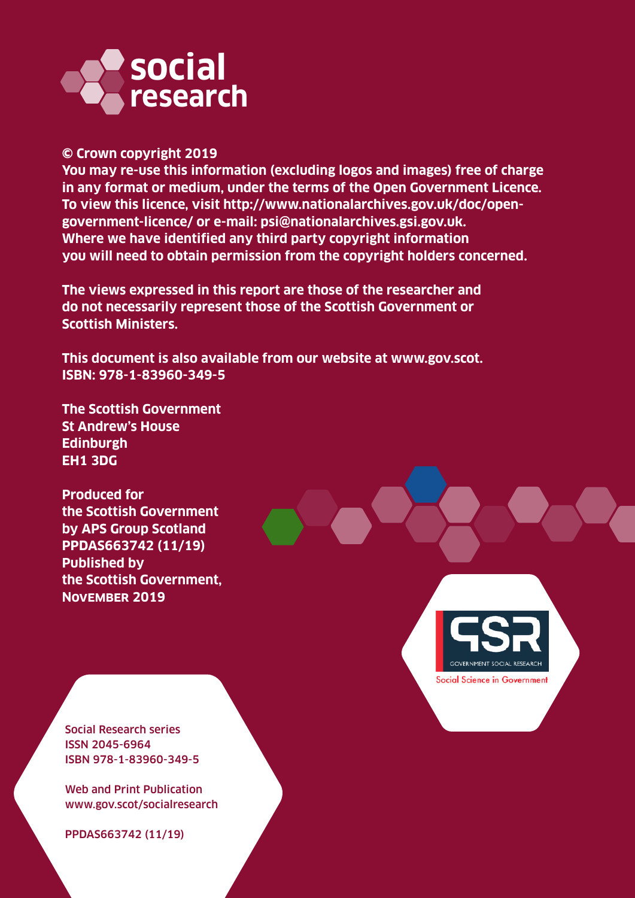social research

**© Crown copyright 2019**
**You may re-use this information (excluding logos and images) free of charge in any format or medium, under the terms of the Open Government Licence. To view this licence, visit http://www.nationalarchives.gov.uk/doc/open-government-licence/ or e-mail: psi@nationalarchives.gsi.gov.uk.**
**Where we have identified any third party copyright information you will need to obtain permission from the copyright holders concerned.**

**The views expressed in this report are those of the researcher and do not necessarily represent those of the Scottish Government or Scottish Ministers.**

**This document is also available from our website at www.gov.scot.**
**ISBN: 978-1-83960-349-5**

**The Scottish Government**
**St Andrew's House**
**Edinburgh**
**EH1 3DG**

**Produced for the Scottish Government by APS Group Scotland**
**PPDAS663742 (11/19)**
**Published by the Scottish Government, November 2019**

GSR
GOVERNMENT SOCIAL RESEARCH
Social Science in Government

Social Research series
ISSN 2045-6964
ISBN 978-1-83960-349-5

Web and Print Publication
www.gov.scot/socialresearch

PPDAS663742 (11/19)